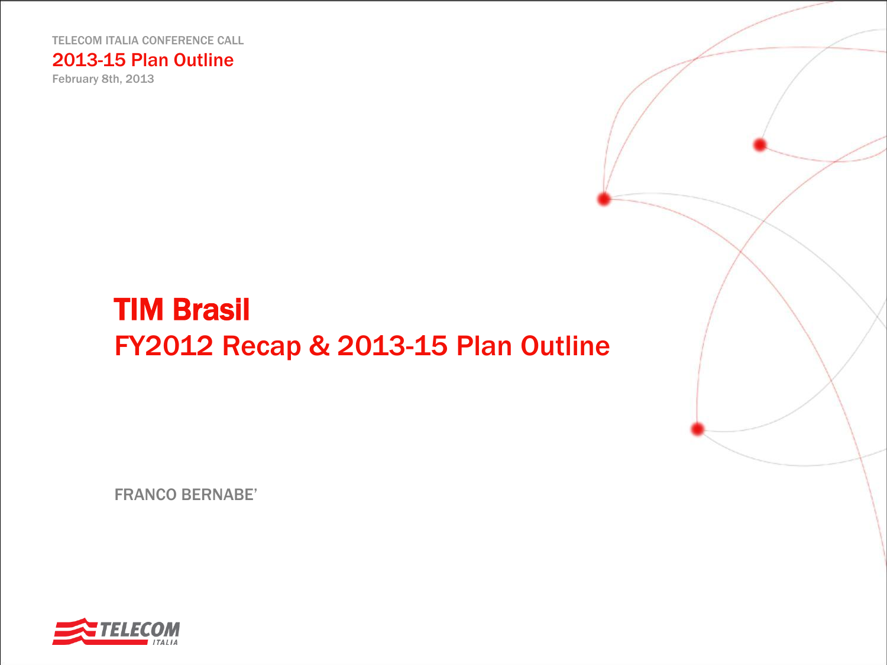TELECOM ITALIA CONFERENCE CALL

2013-15 Plan Outline

February 8th, 2013

# TIM Brasil

## FY2012 Recap & 2013-15 Plan Outline

FRANCO BERNABE'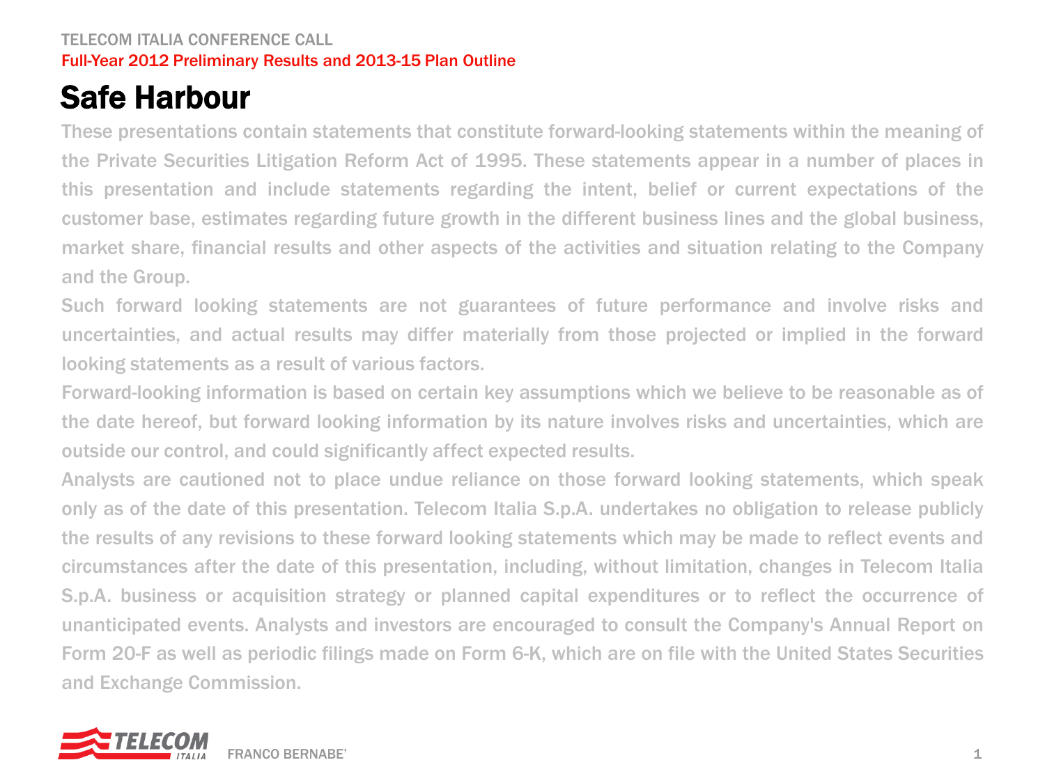# Safe Harbour

These presentations contain statements that constitute forward-looking statements within the meaning of the Private Securities Litigation Reform Act of 1995. These statements appear in a number of places in this presentation and include statements regarding the intent, belief or current expectations of the customer base, estimates regarding future growth in the different business lines and the global business, market share, financial results and other aspects of the activities and situation relating to the Company and the Group.

Such forward looking statements are not guarantees of future performance and involve risks and uncertainties, and actual results may differ materially from those projected or implied in the forward looking statements as a result of various factors.

Forward-looking information is based on certain key assumptions which we believe to be reasonable as of the date hereof, but forward looking information by its nature involves risks and uncertainties, which are outside our control, and could significantly affect expected results.

Analysts are cautioned not to place undue reliance on those forward looking statements, which speak only as of the date of this presentation. Telecom Italia S.p.A. undertakes no obligation to release publicly the results of any revisions to these forward looking statements which may be made to reflect events and circumstances after the date of this presentation, including, without limitation, changes in Telecom Italia S.p.A. business or acquisition strategy or planned capital expenditures or to reflect the occurrence of unanticipated events. Analysts and investors are encouraged to consult the Company's Annual Report on Form 20-F as well as periodic filings made on Form 6-K, which are on file with the United States Securities and Exchange Commission.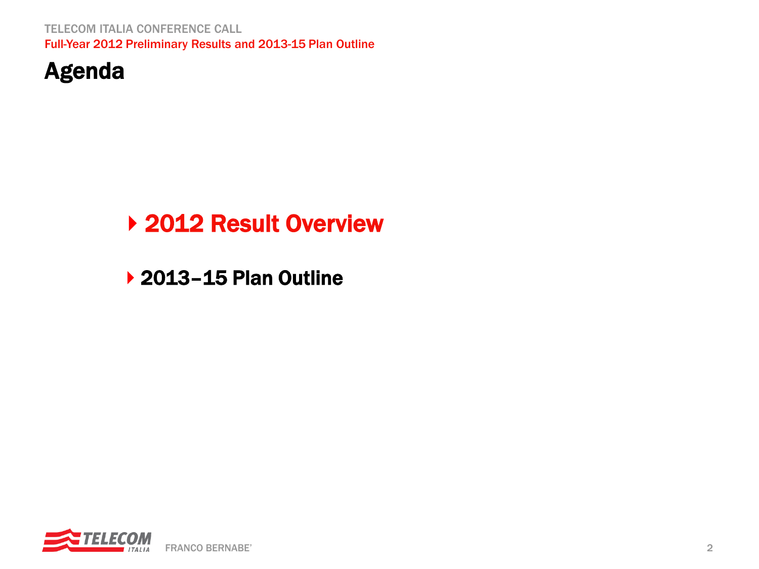# Agenda

- **2012 Result Overview**
- **2013–15 Plan Outline**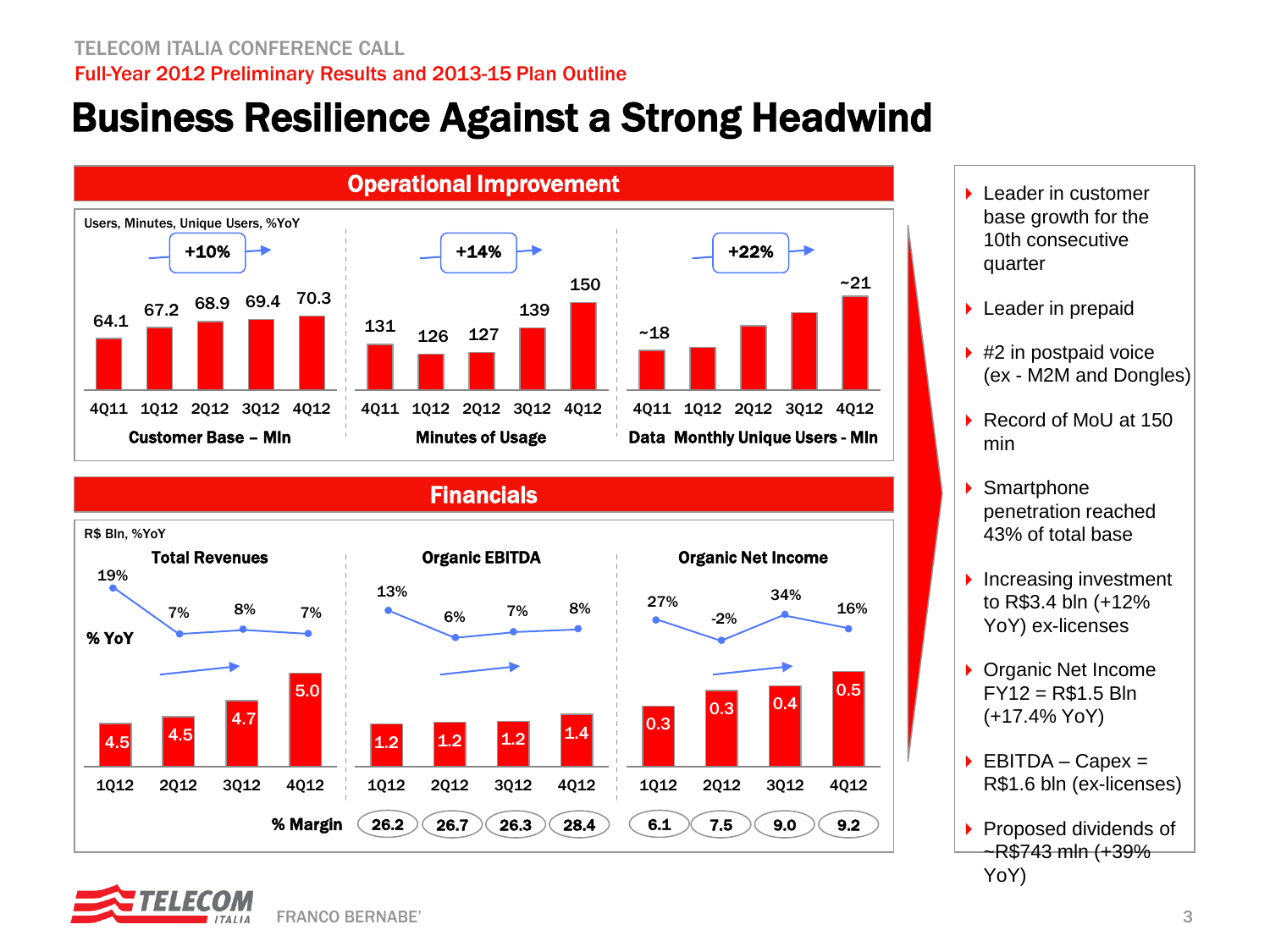# Business Resilience Against a Strong Headwind

## Operational Improvement

Users, Minutes, Unique Users, %YoY

**Customer Base – Mln** (+10%)

| 4Q11 | 1Q12 | 2Q12 | 3Q12 | 4Q12 |
|---|---|---|---|---|
| 64.1 | 67.2 | 68.9 | 69.4 | 70.3 |

**Minutes of Usage** (+14%)

| 4Q11 | 1Q12 | 2Q12 | 3Q12 | 4Q12 |
|---|---|---|---|---|
| 131 | 126 | 127 | 139 | 150 |

**Data Monthly Unique Users - Mln** (+22%)

| 4Q11 | 1Q12 | 2Q12 | 3Q12 | 4Q12 |
|---|---|---|---|---|
| ~18 | | | | ~21 |

## Financials

R$ Bln, %YoY

**Total Revenues**

| | 1Q12 | 2Q12 | 3Q12 | 4Q12 |
|---|---|---|---|---|
| Value | 4.5 | 4.5 | 4.7 | 5.0 |
| % YoY | 19% | 7% | 8% | 7% |

**Organic EBITDA**

| | 1Q12 | 2Q12 | 3Q12 | 4Q12 |
|---|---|---|---|---|
| Value | 1.2 | 1.2 | 1.2 | 1.4 |
| % YoY | 13% | 6% | 7% | 8% |
| % Margin | 26.2 | 26.7 | 26.3 | 28.4 |

**Organic Net Income**

| | 1Q12 | 2Q12 | 3Q12 | 4Q12 |
|---|---|---|---|---|
| Value | 0.3 | 0.3 | 0.4 | 0.5 |
| % YoY | 27% | -2% | 34% | 16% |
| % Margin | 6.1 | 7.5 | 9.0 | 9.2 |

- Leader in customer base growth for the 10th consecutive quarter
- Leader in prepaid
- #2 in postpaid voice (ex - M2M and Dongles)
- Record of MoU at 150 min
- Smartphone penetration reached 43% of total base
- Increasing investment to R$3.4 bln (+12% YoY) ex-licenses
- Organic Net Income FY12 = R$1.5 Bln (+17.4% YoY)
- EBITDA – Capex = R$1.6 bln (ex-licenses)
- Proposed dividends of ~R$743 mln (+39% YoY)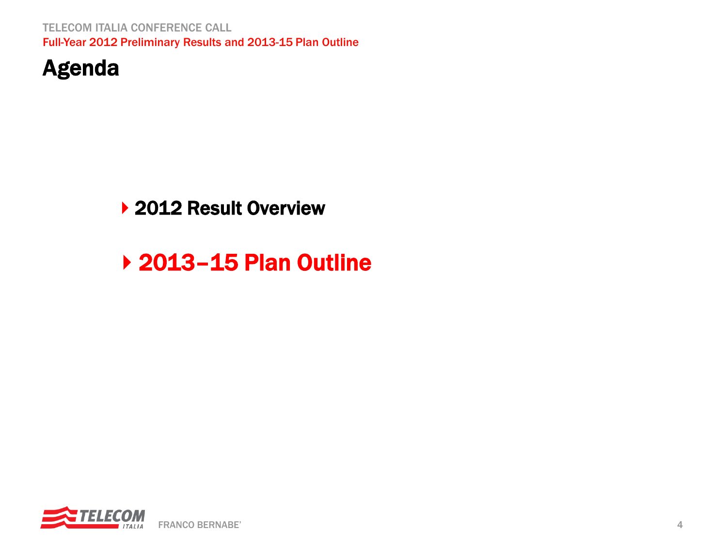# Agenda

- 2012 Result Overview
- **2013–15 Plan Outline**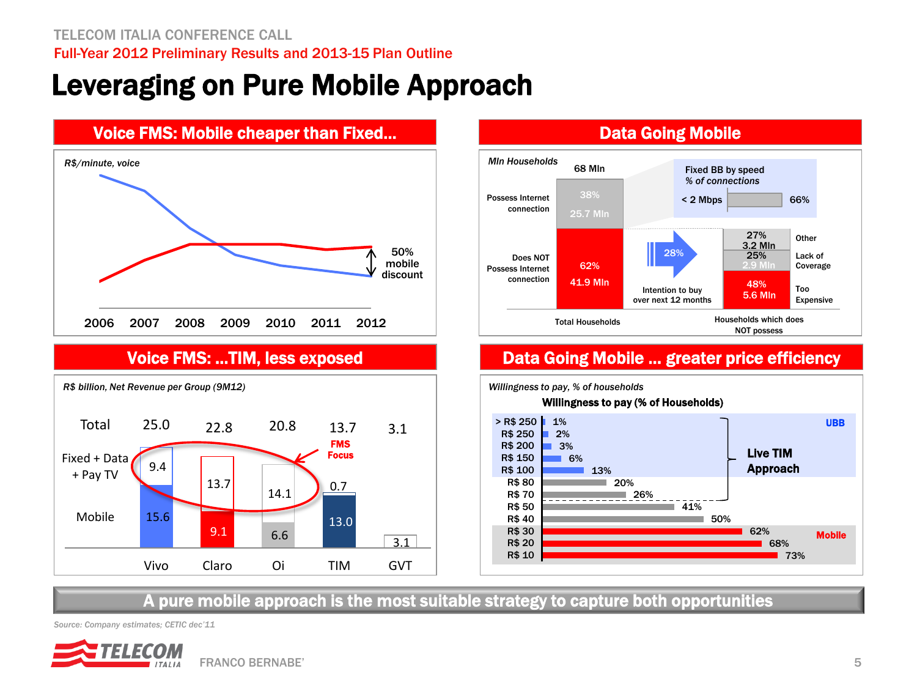# Leveraging on Pure Mobile Approach

## Voice FMS: Mobile cheaper than Fixed...

*R$/minute, voice*

2006 2007 2008 2009 2010 2011 2012

50% mobile discount

## Data Going Mobile

*Mln Households*

| | Total Households (68 Mln) |
|---|---|
| Possess Internet connection | 38% 25.7 Mln |
| Does NOT Possess Internet connection | 62% 41.9 Mln |

Fixed BB by speed
*% of connections*

< 2 Mbps: 66%

Intention to buy over next 12 months: 28%

Households which does NOT possess:

| Reason | Share |
|---|---|
| Other | 27% 3.2 Mln |
| Lack of Coverage | 25% 2.9 Mln |
| Too Expensive | 48% 5.6 Mln |

## Voice FMS: ...TIM, less exposed

*R$ billion, Net Revenue per Group (9M12)*

| | Vivo | Claro | Oi | TIM | GVT |
|---|---|---|---|---|---|
| Total | 25.0 | 22.8 | 20.8 | 13.7 | 3.1 |
| Fixed + Data + Pay TV | 9.4 | 13.7 | 14.1 | 0.7 | |
| Mobile | 15.6 | 9.1 | 6.6 | 13.0 | 3.1 |

FMS Focus

## Data Going Mobile ... greater price efficiency

*Willingness to pay, % of households*

**Willingness to pay (% of Households)**

| Price | % of Households | |
|---|---|---|
| > R$ 250 | 1% | UBB |
| R$ 250 | 2% | UBB |
| R$ 200 | 3% | UBB |
| R$ 150 | 6% | UBB |
| R$ 100 | 13% | UBB |
| R$ 80 | 20% | |
| R$ 70 | 26% | |
| R$ 50 | 41% | |
| R$ 40 | 50% | |
| R$ 30 | 62% | Mobile |
| R$ 20 | 68% | Mobile |
| R$ 10 | 73% | Mobile |

Live TIM Approach (R$ 250 – R$ 70)

**A pure mobile approach is the most suitable strategy to capture both opportunities**

*Source: Company estimates; CETIC dec'11*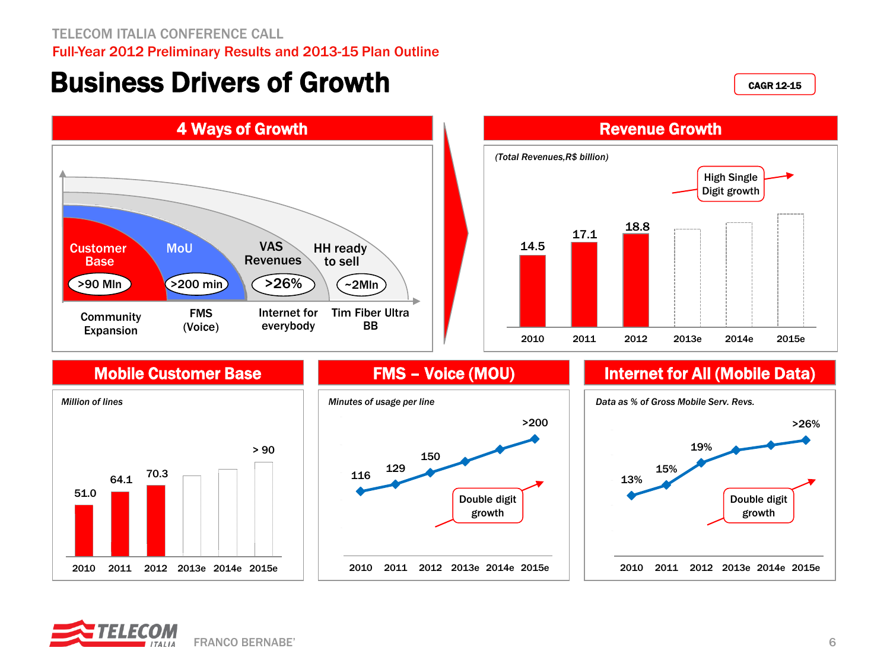# Business Drivers of Growth

CAGR 12-15

## 4 Ways of Growth

| Driver | Target | Area |
|---|---|---|
| Customer Base | >90 Mln | Community Expansion |
| MoU | >200 min | FMS (Voice) |
| VAS Revenues | >26% | Internet for everybody |
| HH ready to sell | ~2Mln | Tim Fiber Ultra BB |

## Revenue Growth

*(Total Revenues,R$ billion)*

High Single Digit growth

| 2010 | 2011 | 2012 | 2013e | 2014e | 2015e |
|---|---|---|---|---|---|
| 14.5 | 17.1 | 18.8 | | | |

## Mobile Customer Base

*Million of lines*

| 2010 | 2011 | 2012 | 2013e | 2014e | 2015e |
|---|---|---|---|---|---|
| 51.0 | 64.1 | 70.3 | | | > 90 |

## FMS – Voice (MOU)

*Minutes of usage per line*

Double digit growth

| 2010 | 2011 | 2012 | 2013e | 2014e | 2015e |
|---|---|---|---|---|---|
| 116 | 129 | 150 | | | >200 |

## Internet for All (Mobile Data)

*Data as % of Gross Mobile Serv. Revs.*

Double digit growth

| 2010 | 2011 | 2012 | 2013e | 2014e | 2015e |
|---|---|---|---|---|---|
| 13% | 15% | 19% | | | >26% |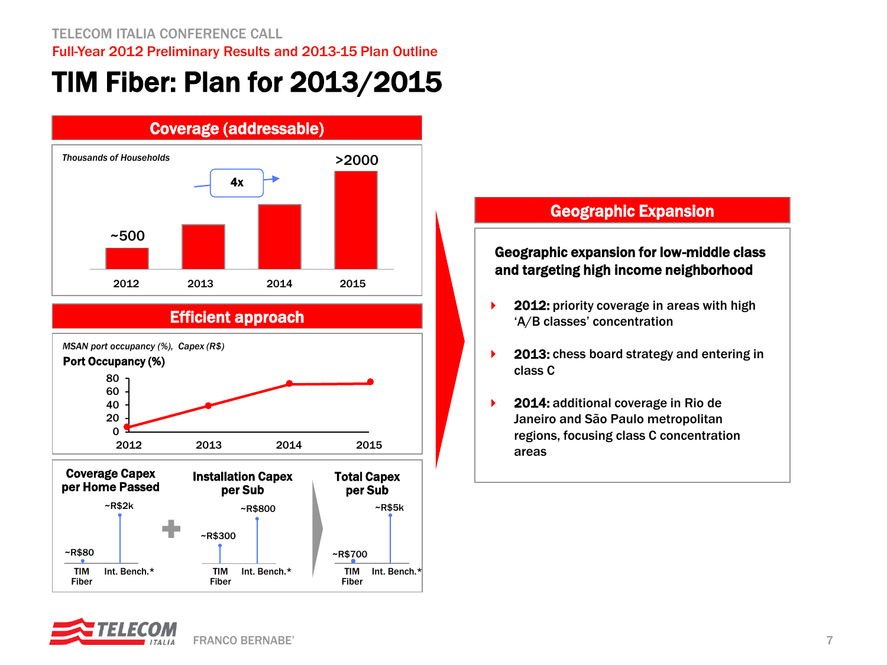# TIM Fiber: Plan for 2013/2015

## Coverage (addressable)

*Thousands of Households*

| Year | Households (thousands) |
|---|---|
| 2012 | ~500 |
| 2013 | |
| 2014 | |
| 2015 | >2000 |

4x

## Efficient approach

*MSAN port occupancy (%), Capex (R$)*

**Port Occupancy (%)**

| 2012 | 2013 | 2014 | 2015 |
|---|---|---|---|

| | TIM Fiber | Int. Bench.* |
|---|---|---|
| Coverage Capex per Home Passed | ~R$80 | ~R$2k |
| Installation Capex per Sub | ~R$300 | ~R$800 |
| Total Capex per Sub | ~R$700 | ~R$5k |

## Geographic Expansion

**Geographic expansion for low-middle class and targeting high income neighborhood**

- **2012:** priority coverage in areas with high 'A/B classes' concentration
- **2013:** chess board strategy and entering in class C
- **2014:** additional coverage in Rio de Janeiro and São Paulo metropolitan regions, focusing class C concentration areas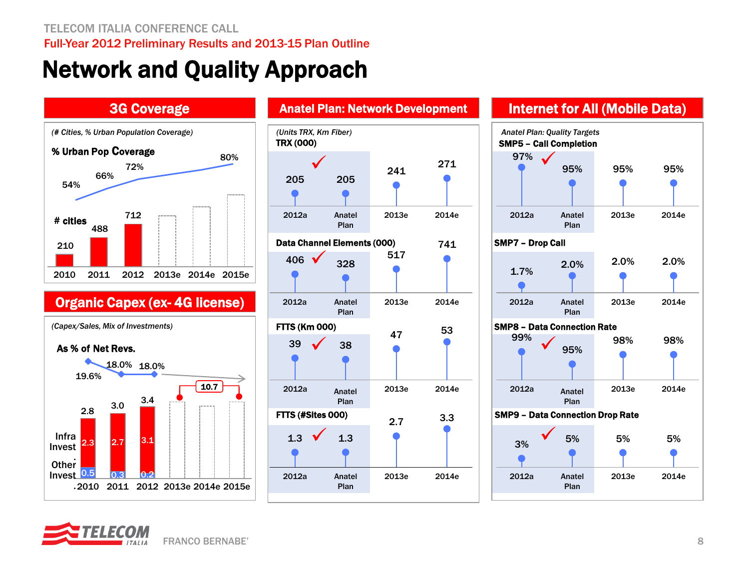# Network and Quality Approach

## 3G Coverage

*(# Cities, % Urban Population Coverage)*

| | 2010 | 2011 | 2012 | 2013e | 2014e | 2015e |
|---|---|---|---|---|---|---|
| % Urban Pop Coverage | 54% | 66% | 72% | | | 80% |
| # cities | 210 | 488 | 712 | | | |

## Organic Capex (ex- 4G license)

*(Capex/Sales, Mix of Investments)*

| | 2010 | 2011 | 2012 | 2013e | 2014e | 2015e |
|---|---|---|---|---|---|---|
| As % of Net Revs. | 19.6% | 18.0% | 18.0% | | | |
| Total | 2.8 | 3.0 | 3.4 | | | |
| Infra Invest | 2.3 | 2.7 | 3.1 | | | |
| Other Invest | 0.5 | 0.3 | 0.2 | | | |

2013e–2015e: 10.7

## Anatel Plan: Network Development

*(Units TRX, Km Fiber)*

| | 2012a | Anatel Plan | 2013e | 2014e |
|---|---|---|---|---|
| TRX (000) | 205 ✓ | 205 | 241 | 271 |
| Data Channel Elements (000) | 406 ✓ | 328 | 517 | 741 |
| FTTS (Km 000) | 39 ✓ | 38 | 47 | 53 |
| FTTS (#Sites 000) | 1.3 ✓ | 1.3 | 2.7 | 3.3 |

## Internet for All (Mobile Data)

*Anatel Plan: Quality Targets*

| | 2012a | Anatel Plan | 2013e | 2014e |
|---|---|---|---|---|
| SMP5 – Call Completion | 97% ✓ | 95% | 95% | 95% |
| SMP7 – Drop Call | 1.7% | 2.0% | 2.0% | 2.0% |
| SMP8 – Data Connection Rate | 99% ✓ | 95% | 98% | 98% |
| SMP9 – Data Connection Drop Rate | 3% ✓ | 5% | 5% | 5% |

FRANCO BERNABE'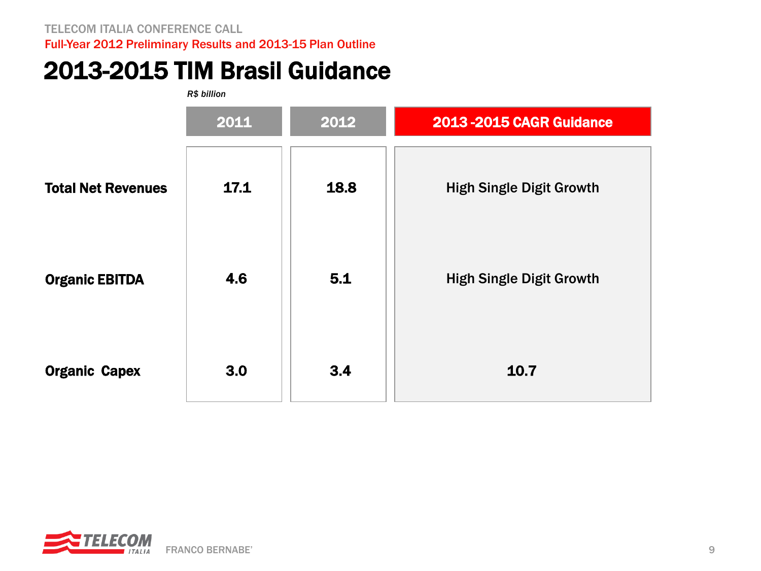# 2013-2015 TIM Brasil Guidance

*R$ billion*

| | 2011 | 2012 | 2013 -2015 CAGR Guidance |
|---|---|---|---|
| **Total Net Revenues** | 17.1 | 18.8 | High Single Digit Growth |
| **Organic EBITDA** | 4.6 | 5.1 | High Single Digit Growth |
| **Organic Capex** | 3.0 | 3.4 | 10.7 |